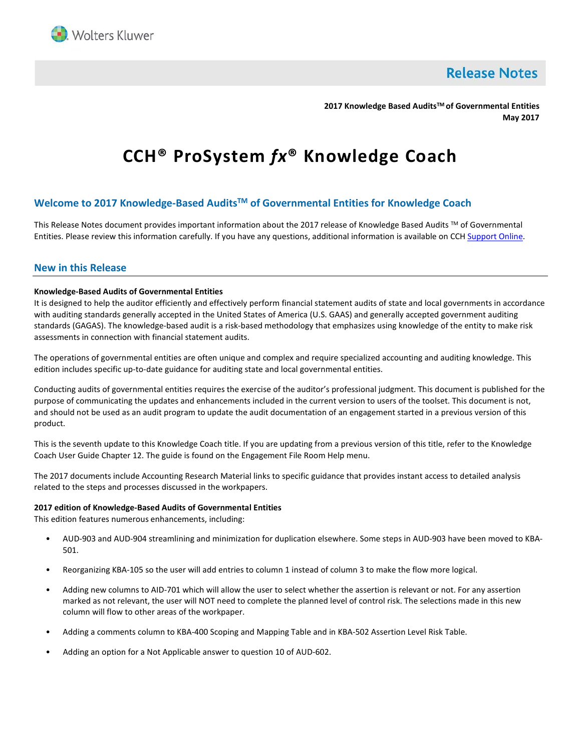Wolters Kluwer

# Release Notes

**2017 Knowledge Based Audits™ of Governmental Entities**
**May 2017**

# CCH® ProSystem *fx*® Knowledge Coach

## Welcome to 2017 Knowledge-Based Audits™ of Governmental Entities for Knowledge Coach

This Release Notes document provides important information about the 2017 release of Knowledge Based Audits ™ of Governmental Entities. Please review this information carefully. If you have any questions, additional information is available on CCH Support Online.

## New in this Release

**Knowledge-Based Audits of Governmental Entities**
It is designed to help the auditor efficiently and effectively perform financial statement audits of state and local governments in accordance with auditing standards generally accepted in the United States of America (U.S. GAAS) and generally accepted government auditing standards (GAGAS). The knowledge-based audit is a risk-based methodology that emphasizes using knowledge of the entity to make risk assessments in connection with financial statement audits.

The operations of governmental entities are often unique and complex and require specialized accounting and auditing knowledge. This edition includes specific up-to-date guidance for auditing state and local governmental entities.

Conducting audits of governmental entities requires the exercise of the auditor's professional judgment. This document is published for the purpose of communicating the updates and enhancements included in the current version to users of the toolset. This document is not, and should not be used as an audit program to update the audit documentation of an engagement started in a previous version of this product.

This is the seventh update to this Knowledge Coach title. If you are updating from a previous version of this title, refer to the Knowledge Coach User Guide Chapter 12. The guide is found on the Engagement File Room Help menu.

The 2017 documents include Accounting Research Material links to specific guidance that provides instant access to detailed analysis related to the steps and processes discussed in the workpapers.

**2017 edition of Knowledge-Based Audits of Governmental Entities**
This edition features numerous enhancements, including:

- AUD-903 and AUD-904 streamlining and minimization for duplication elsewhere. Some steps in AUD-903 have been moved to KBA-501.
- Reorganizing KBA-105 so the user will add entries to column 1 instead of column 3 to make the flow more logical.
- Adding new columns to AID-701 which will allow the user to select whether the assertion is relevant or not. For any assertion marked as not relevant, the user will NOT need to complete the planned level of control risk. The selections made in this new column will flow to other areas of the workpaper.
- Adding a comments column to KBA-400 Scoping and Mapping Table and in KBA-502 Assertion Level Risk Table.
- Adding an option for a Not Applicable answer to question 10 of AUD-602.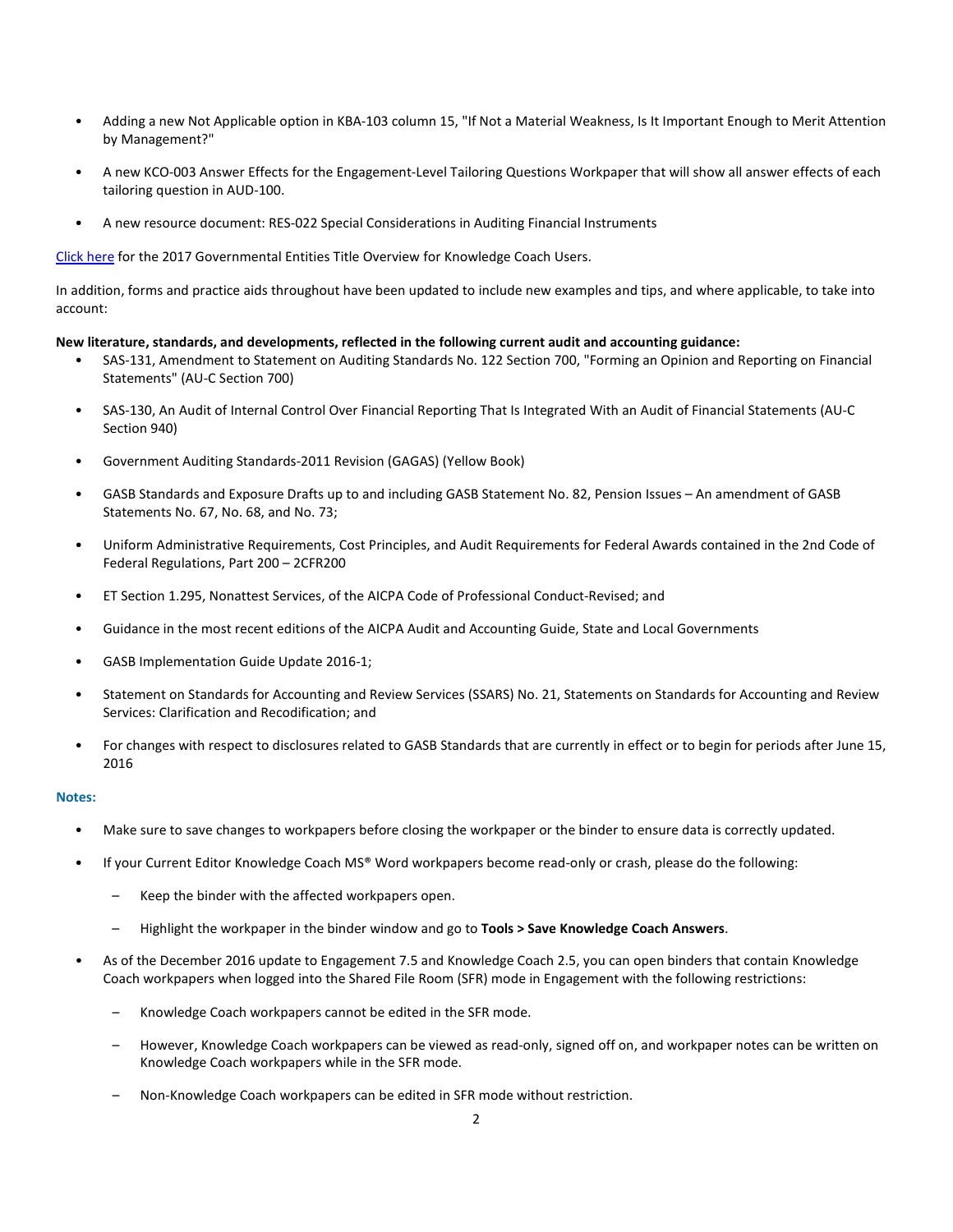- Adding a new Not Applicable option in KBA-103 column 15, "If Not a Material Weakness, Is It Important Enough to Merit Attention by Management?"

- A new KCO-003 Answer Effects for the Engagement-Level Tailoring Questions Workpaper that will show all answer effects of each tailoring question in AUD-100.

- A new resource document: RES-022 Special Considerations in Auditing Financial Instruments

[Click here] for the 2017 Governmental Entities Title Overview for Knowledge Coach Users.

In addition, forms and practice aids throughout have been updated to include new examples and tips, and where applicable, to take into account:

**New literature, standards, and developments, reflected in the following current audit and accounting guidance:**

- SAS-131, Amendment to Statement on Auditing Standards No. 122 Section 700, "Forming an Opinion and Reporting on Financial Statements" (AU-C Section 700)

- SAS-130, An Audit of Internal Control Over Financial Reporting That Is Integrated With an Audit of Financial Statements (AU-C Section 940)

- Government Auditing Standards-2011 Revision (GAGAS) (Yellow Book)

- GASB Standards and Exposure Drafts up to and including GASB Statement No. 82, Pension Issues – An amendment of GASB Statements No. 67, No. 68, and No. 73;

- Uniform Administrative Requirements, Cost Principles, and Audit Requirements for Federal Awards contained in the 2nd Code of Federal Regulations, Part 200 – 2CFR200

- ET Section 1.295, Nonattest Services, of the AICPA Code of Professional Conduct-Revised; and

- Guidance in the most recent editions of the AICPA Audit and Accounting Guide, State and Local Governments

- GASB Implementation Guide Update 2016-1;

- Statement on Standards for Accounting and Review Services (SSARS) No. 21, Statements on Standards for Accounting and Review Services: Clarification and Recodification; and

- For changes with respect to disclosures related to GASB Standards that are currently in effect or to begin for periods after June 15, 2016

### Notes:

- Make sure to save changes to workpapers before closing the workpaper or the binder to ensure data is correctly updated.

- If your Current Editor Knowledge Coach MS® Word workpapers become read-only or crash, please do the following:

  - Keep the binder with the affected workpapers open.

  - Highlight the workpaper in the binder window and go to **Tools > Save Knowledge Coach Answers**.

- As of the December 2016 update to Engagement 7.5 and Knowledge Coach 2.5, you can open binders that contain Knowledge Coach workpapers when logged into the Shared File Room (SFR) mode in Engagement with the following restrictions:

  - Knowledge Coach workpapers cannot be edited in the SFR mode.

  - However, Knowledge Coach workpapers can be viewed as read-only, signed off on, and workpaper notes can be written on Knowledge Coach workpapers while in the SFR mode.

  - Non-Knowledge Coach workpapers can be edited in SFR mode without restriction.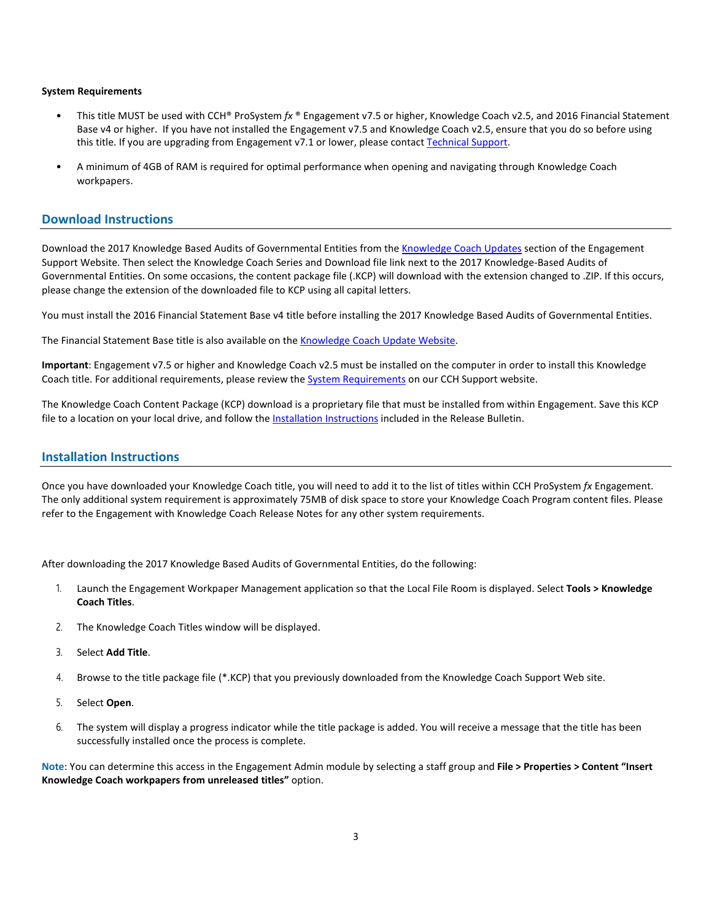**System Requirements**

- This title MUST be used with CCH® ProSystem *fx* ® Engagement v7.5 or higher, Knowledge Coach v2.5, and 2016 Financial Statement Base v4 or higher. If you have not installed the Engagement v7.5 and Knowledge Coach v2.5, ensure that you do so before using this title. If you are upgrading from Engagement v7.1 or lower, please contact Technical Support.
- A minimum of 4GB of RAM is required for optimal performance when opening and navigating through Knowledge Coach workpapers.

## Download Instructions

Download the 2017 Knowledge Based Audits of Governmental Entities from the Knowledge Coach Updates section of the Engagement Support Website. Then select the Knowledge Coach Series and Download file link next to the 2017 Knowledge-Based Audits of Governmental Entities. On some occasions, the content package file (.KCP) will download with the extension changed to .ZIP. If this occurs, please change the extension of the downloaded file to KCP using all capital letters.

You must install the 2016 Financial Statement Base v4 title before installing the 2017 Knowledge Based Audits of Governmental Entities.

The Financial Statement Base title is also available on the Knowledge Coach Update Website.

**Important**: Engagement v7.5 or higher and Knowledge Coach v2.5 must be installed on the computer in order to install this Knowledge Coach title. For additional requirements, please review the System Requirements on our CCH Support website.

The Knowledge Coach Content Package (KCP) download is a proprietary file that must be installed from within Engagement. Save this KCP file to a location on your local drive, and follow the Installation Instructions included in the Release Bulletin.

## Installation Instructions

Once you have downloaded your Knowledge Coach title, you will need to add it to the list of titles within CCH ProSystem *fx* Engagement. The only additional system requirement is approximately 75MB of disk space to store your Knowledge Coach Program content files. Please refer to the Engagement with Knowledge Coach Release Notes for any other system requirements.

After downloading the 2017 Knowledge Based Audits of Governmental Entities, do the following:

1. Launch the Engagement Workpaper Management application so that the Local File Room is displayed. Select **Tools > Knowledge Coach Titles**.
2. The Knowledge Coach Titles window will be displayed.
3. Select **Add Title**.
4. Browse to the title package file (*.KCP) that you previously downloaded from the Knowledge Coach Support Web site.
5. Select **Open**.
6. The system will display a progress indicator while the title package is added. You will receive a message that the title has been successfully installed once the process is complete.

**Note**: You can determine this access in the Engagement Admin module by selecting a staff group and **File > Properties > Content "Insert Knowledge Coach workpapers from unreleased titles"** option.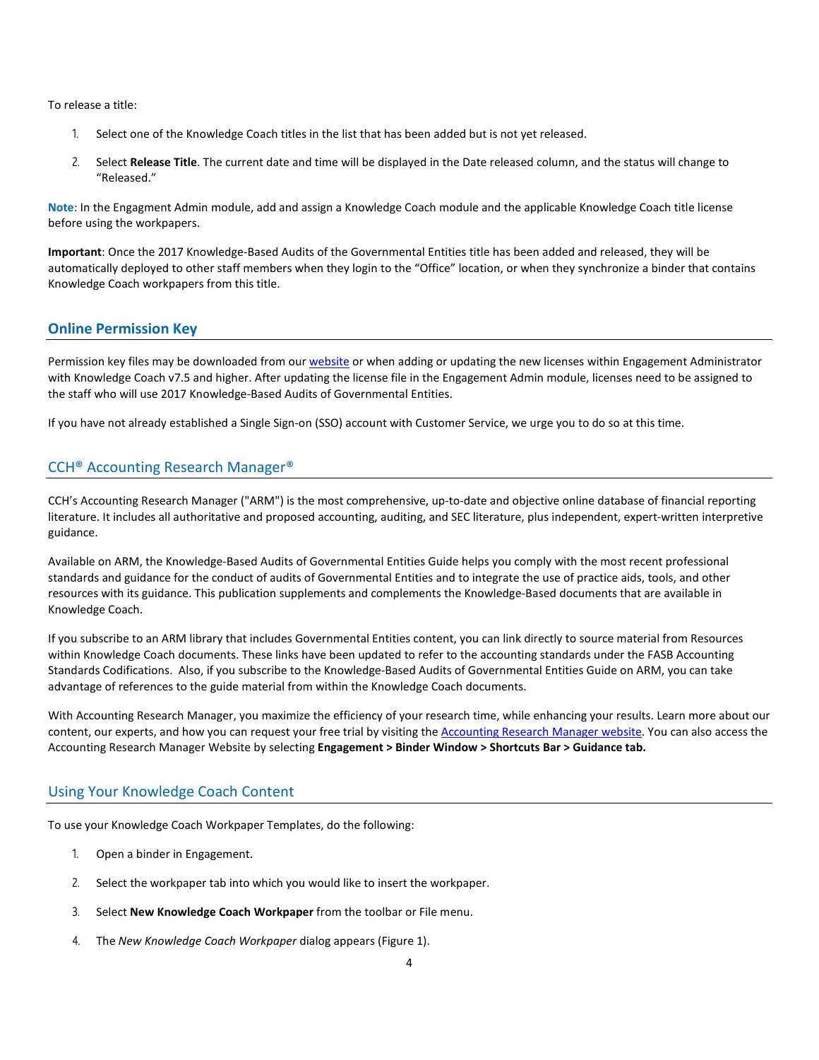To release a title:

1. Select one of the Knowledge Coach titles in the list that has been added but is not yet released.
2. Select **Release Title**. The current date and time will be displayed in the Date released column, and the status will change to "Released."

**Note**: In the Engagment Admin module, add and assign a Knowledge Coach module and the applicable Knowledge Coach title license before using the workpapers.

**Important**: Once the 2017 Knowledge-Based Audits of the Governmental Entities title has been added and released, they will be automatically deployed to other staff members when they login to the "Office" location, or when they synchronize a binder that contains Knowledge Coach workpapers from this title.

## Online Permission Key

Permission key files may be downloaded from our website or when adding or updating the new licenses within Engagement Administrator with Knowledge Coach v7.5 and higher. After updating the license file in the Engagement Admin module, licenses need to be assigned to the staff who will use 2017 Knowledge-Based Audits of Governmental Entities.

If you have not already established a Single Sign-on (SSO) account with Customer Service, we urge you to do so at this time.

## CCH® Accounting Research Manager®

CCH's Accounting Research Manager ("ARM") is the most comprehensive, up-to-date and objective online database of financial reporting literature. It includes all authoritative and proposed accounting, auditing, and SEC literature, plus independent, expert-written interpretive guidance.

Available on ARM, the Knowledge-Based Audits of Governmental Entities Guide helps you comply with the most recent professional standards and guidance for the conduct of audits of Governmental Entities and to integrate the use of practice aids, tools, and other resources with its guidance. This publication supplements and complements the Knowledge-Based documents that are available in Knowledge Coach.

If you subscribe to an ARM library that includes Governmental Entities content, you can link directly to source material from Resources within Knowledge Coach documents. These links have been updated to refer to the accounting standards under the FASB Accounting Standards Codifications. Also, if you subscribe to the Knowledge-Based Audits of Governmental Entities Guide on ARM, you can take advantage of references to the guide material from within the Knowledge Coach documents.

With Accounting Research Manager, you maximize the efficiency of your research time, while enhancing your results. Learn more about our content, our experts, and how you can request your free trial by visiting the Accounting Research Manager website. You can also access the Accounting Research Manager Website by selecting **Engagement > Binder Window > Shortcuts Bar > Guidance tab.**

## Using Your Knowledge Coach Content

To use your Knowledge Coach Workpaper Templates, do the following:

1. Open a binder in Engagement.
2. Select the workpaper tab into which you would like to insert the workpaper.
3. Select **New Knowledge Coach Workpaper** from the toolbar or File menu.
4. The *New Knowledge Coach Workpaper* dialog appears (Figure 1).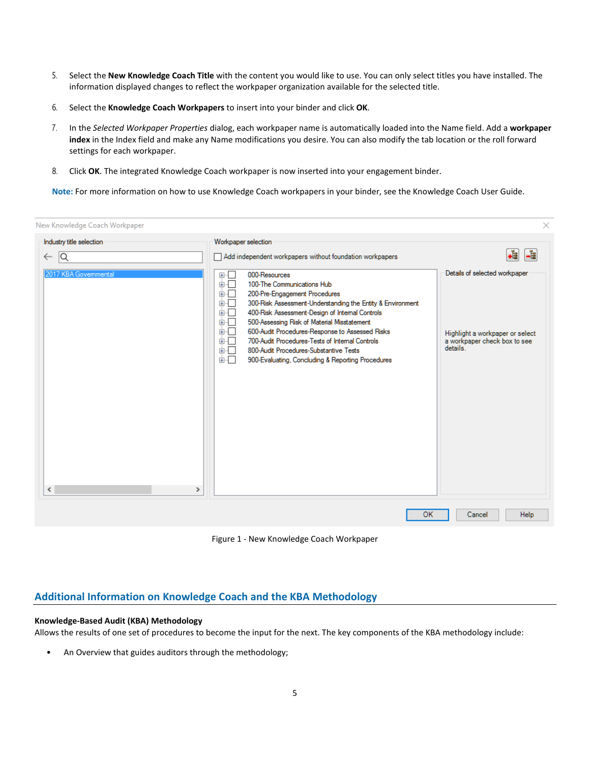5. Select the **New Knowledge Coach Title** with the content you would like to use. You can only select titles you have installed. The information displayed changes to reflect the workpaper organization available for the selected title.

6. Select the **Knowledge Coach Workpapers** to insert into your binder and click **OK**.

7. In the *Selected Workpaper Properties* dialog, each workpaper name is automatically loaded into the Name field. Add a **workpaper index** in the Index field and make any Name modifications you desire. You can also modify the tab location or the roll forward settings for each workpaper.

8. Click **OK**. The integrated Knowledge Coach workpaper is now inserted into your engagement binder.

**Note:** For more information on how to use Knowledge Coach workpapers in your binder, see the Knowledge Coach User Guide.

Figure 1 - New Knowledge Coach Workpaper

## Additional Information on Knowledge Coach and the KBA Methodology

**Knowledge-Based Audit (KBA) Methodology**

Allows the results of one set of procedures to become the input for the next. The key components of the KBA methodology include:

- An Overview that guides auditors through the methodology;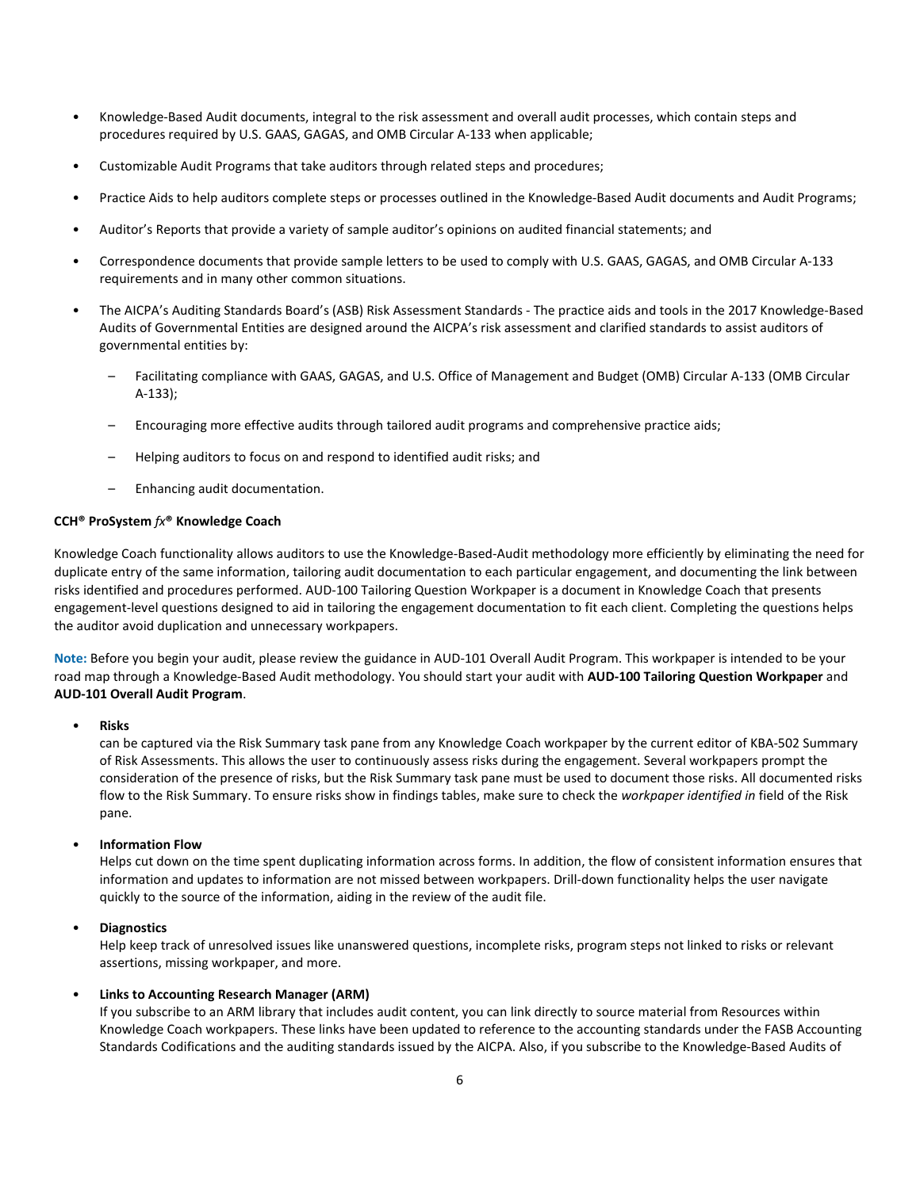- Knowledge-Based Audit documents, integral to the risk assessment and overall audit processes, which contain steps and procedures required by U.S. GAAS, GAGAS, and OMB Circular A-133 when applicable;
- Customizable Audit Programs that take auditors through related steps and procedures;
- Practice Aids to help auditors complete steps or processes outlined in the Knowledge-Based Audit documents and Audit Programs;
- Auditor's Reports that provide a variety of sample auditor's opinions on audited financial statements; and
- Correspondence documents that provide sample letters to be used to comply with U.S. GAAS, GAGAS, and OMB Circular A-133 requirements and in many other common situations.
- The AICPA's Auditing Standards Board's (ASB) Risk Assessment Standards - The practice aids and tools in the 2017 Knowledge-Based Audits of Governmental Entities are designed around the AICPA's risk assessment and clarified standards to assist auditors of governmental entities by:
  - Facilitating compliance with GAAS, GAGAS, and U.S. Office of Management and Budget (OMB) Circular A-133 (OMB Circular A-133);
  - Encouraging more effective audits through tailored audit programs and comprehensive practice aids;
  - Helping auditors to focus on and respond to identified audit risks; and
  - Enhancing audit documentation.

**CCH® ProSystem *fx*® Knowledge Coach**

Knowledge Coach functionality allows auditors to use the Knowledge-Based-Audit methodology more efficiently by eliminating the need for duplicate entry of the same information, tailoring audit documentation to each particular engagement, and documenting the link between risks identified and procedures performed. AUD-100 Tailoring Question Workpaper is a document in Knowledge Coach that presents engagement-level questions designed to aid in tailoring the engagement documentation to fit each client. Completing the questions helps the auditor avoid duplication and unnecessary workpapers.

**Note:** Before you begin your audit, please review the guidance in AUD-101 Overall Audit Program. This workpaper is intended to be your road map through a Knowledge-Based Audit methodology. You should start your audit with **AUD-100 Tailoring Question Workpaper** and **AUD-101 Overall Audit Program**.

- **Risks**
  can be captured via the Risk Summary task pane from any Knowledge Coach workpaper by the current editor of KBA-502 Summary of Risk Assessments. This allows the user to continuously assess risks during the engagement. Several workpapers prompt the consideration of the presence of risks, but the Risk Summary task pane must be used to document those risks. All documented risks flow to the Risk Summary. To ensure risks show in findings tables, make sure to check the *workpaper identified in* field of the Risk pane.

- **Information Flow**
  Helps cut down on the time spent duplicating information across forms. In addition, the flow of consistent information ensures that information and updates to information are not missed between workpapers. Drill-down functionality helps the user navigate quickly to the source of the information, aiding in the review of the audit file.

- **Diagnostics**
  Help keep track of unresolved issues like unanswered questions, incomplete risks, program steps not linked to risks or relevant assertions, missing workpaper, and more.

- **Links to Accounting Research Manager (ARM)**
  If you subscribe to an ARM library that includes audit content, you can link directly to source material from Resources within Knowledge Coach workpapers. These links have been updated to reference to the accounting standards under the FASB Accounting Standards Codifications and the auditing standards issued by the AICPA. Also, if you subscribe to the Knowledge-Based Audits of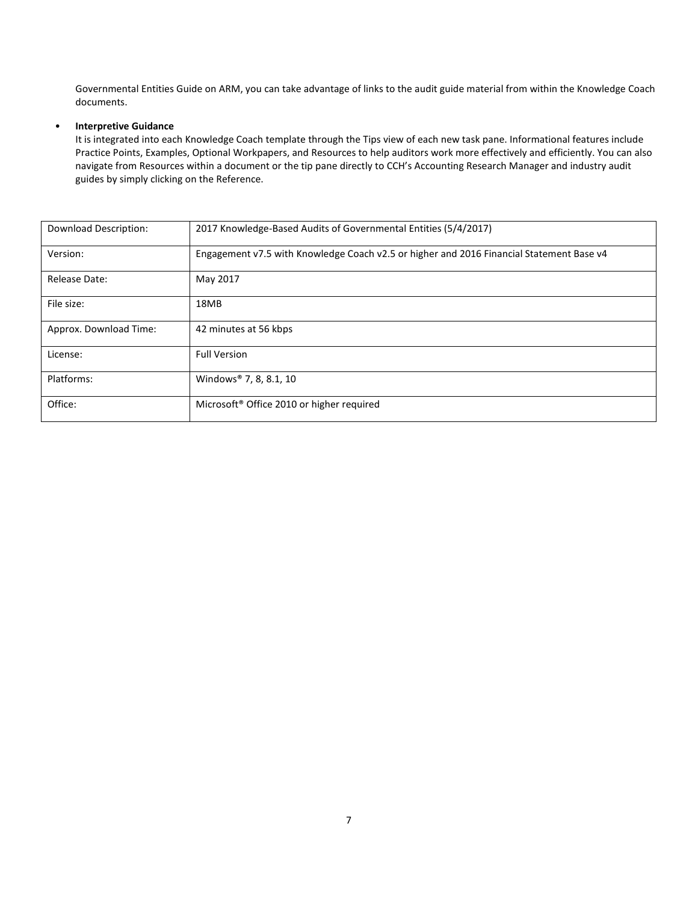Governmental Entities Guide on ARM, you can take advantage of links to the audit guide material from within the Knowledge Coach documents.

- **Interpretive Guidance**
  It is integrated into each Knowledge Coach template through the Tips view of each new task pane. Informational features include Practice Points, Examples, Optional Workpapers, and Resources to help auditors work more effectively and efficiently. You can also navigate from Resources within a document or the tip pane directly to CCH's Accounting Research Manager and industry audit guides by simply clicking on the Reference.

| | |
|---|---|
| Download Description: | 2017 Knowledge-Based Audits of Governmental Entities (5/4/2017) |
| Version: | Engagement v7.5 with Knowledge Coach v2.5 or higher and 2016 Financial Statement Base v4 |
| Release Date: | May 2017 |
| File size: | 18MB |
| Approx. Download Time: | 42 minutes at 56 kbps |
| License: | Full Version |
| Platforms: | Windows® 7, 8, 8.1, 10 |
| Office: | Microsoft® Office 2010 or higher required |